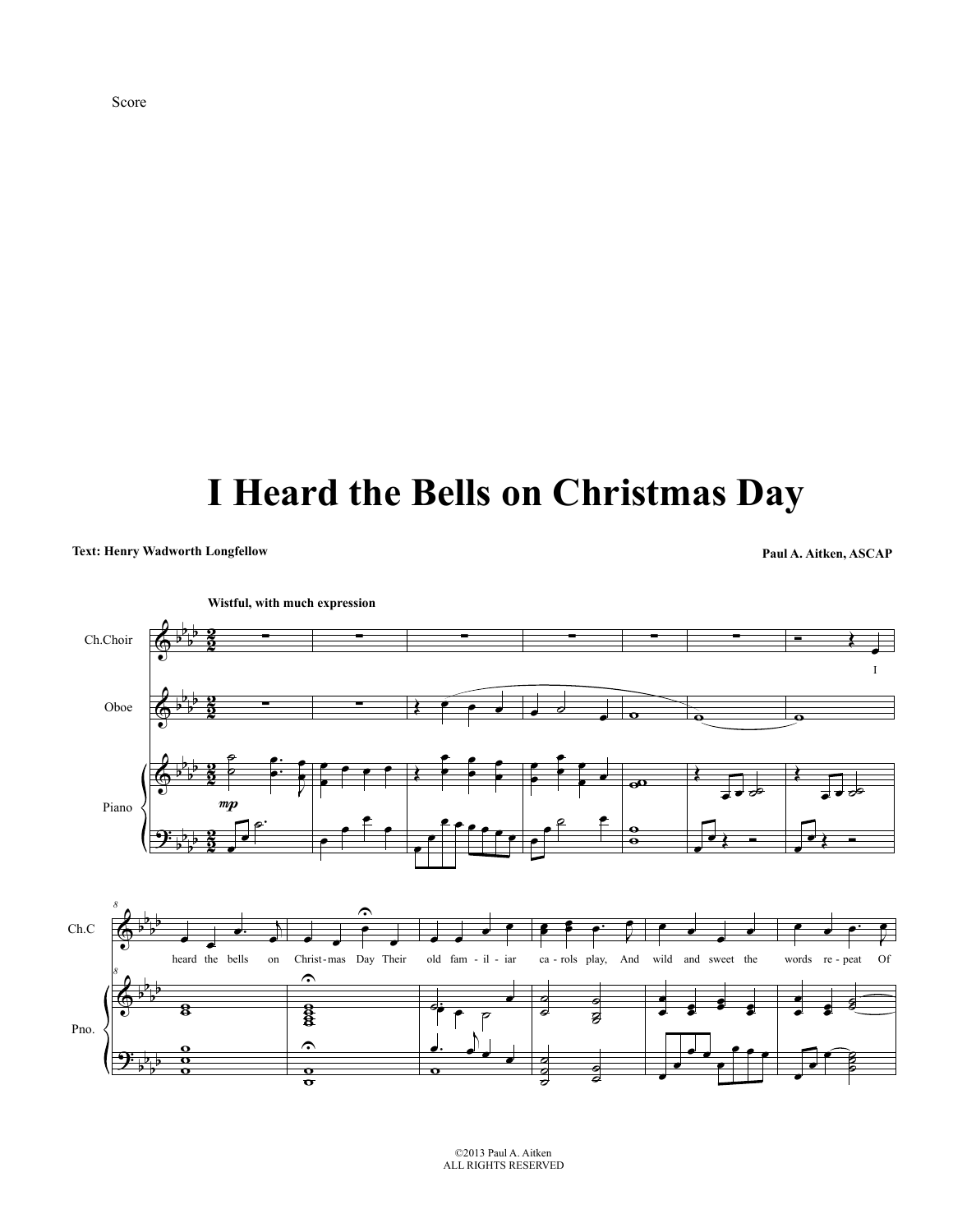Score

# I Heard the Bells on Christmas Day

**Text: Henry Wadworth Longfellow**

**Paul A. Aitken, ASCAP**

**Wistful, with much expression**

Ch.Choir

Oboe

Piano

*mp*

I heard the bells on Christ-mas Day Their old fam-il-iar ca-rols play, And wild and sweet the words re-peat Of

©2013 Paul A. Aitken
ALL RIGHTS RESERVED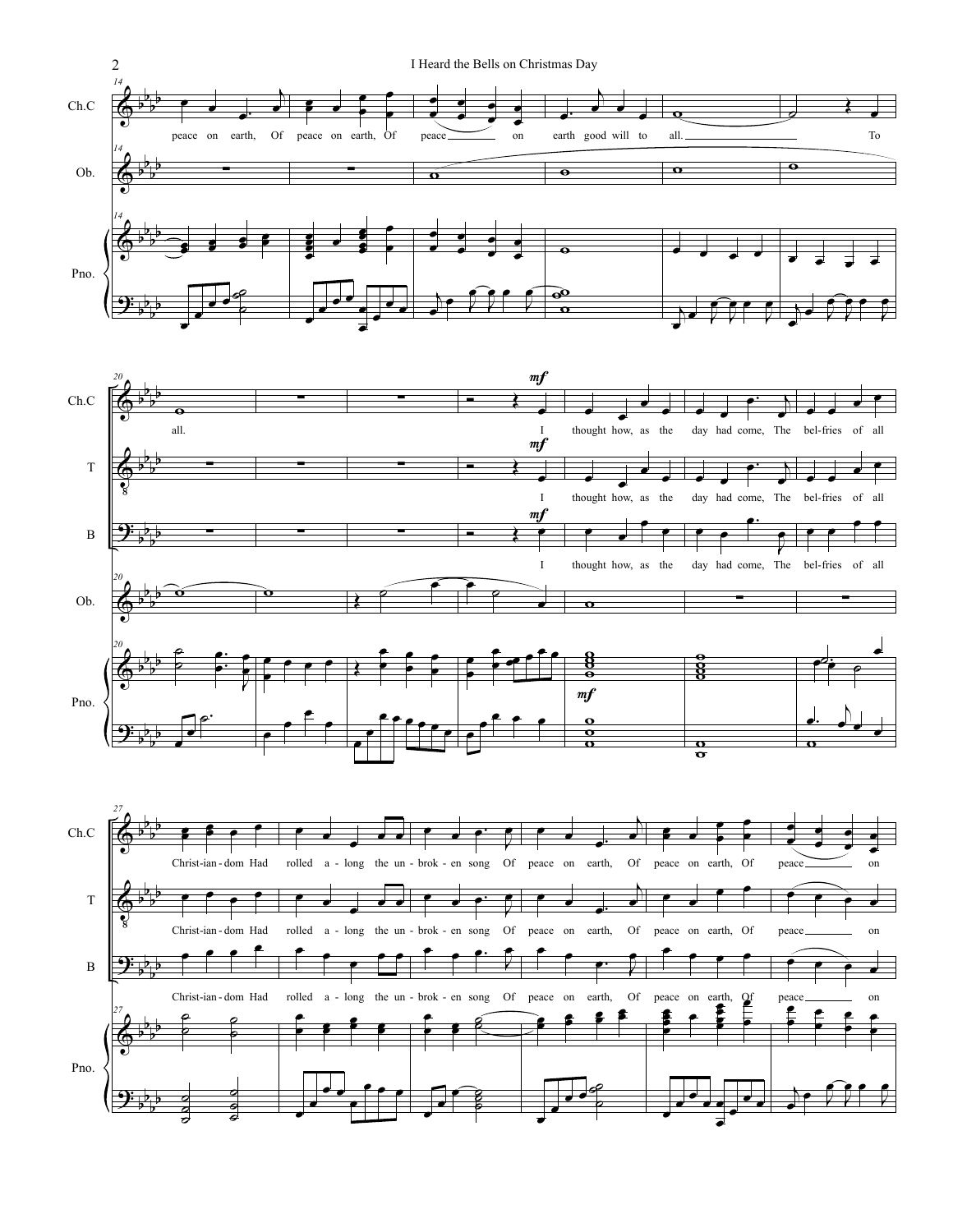peace on earth, Of peace on earth, Of peace on earth good will to all. To

all. I thought how, as the day had come, The bel-fries of all

Christ-ian-dom Had rolled a-long the un-brok-en song Of peace on earth, Of peace on earth, Of peace on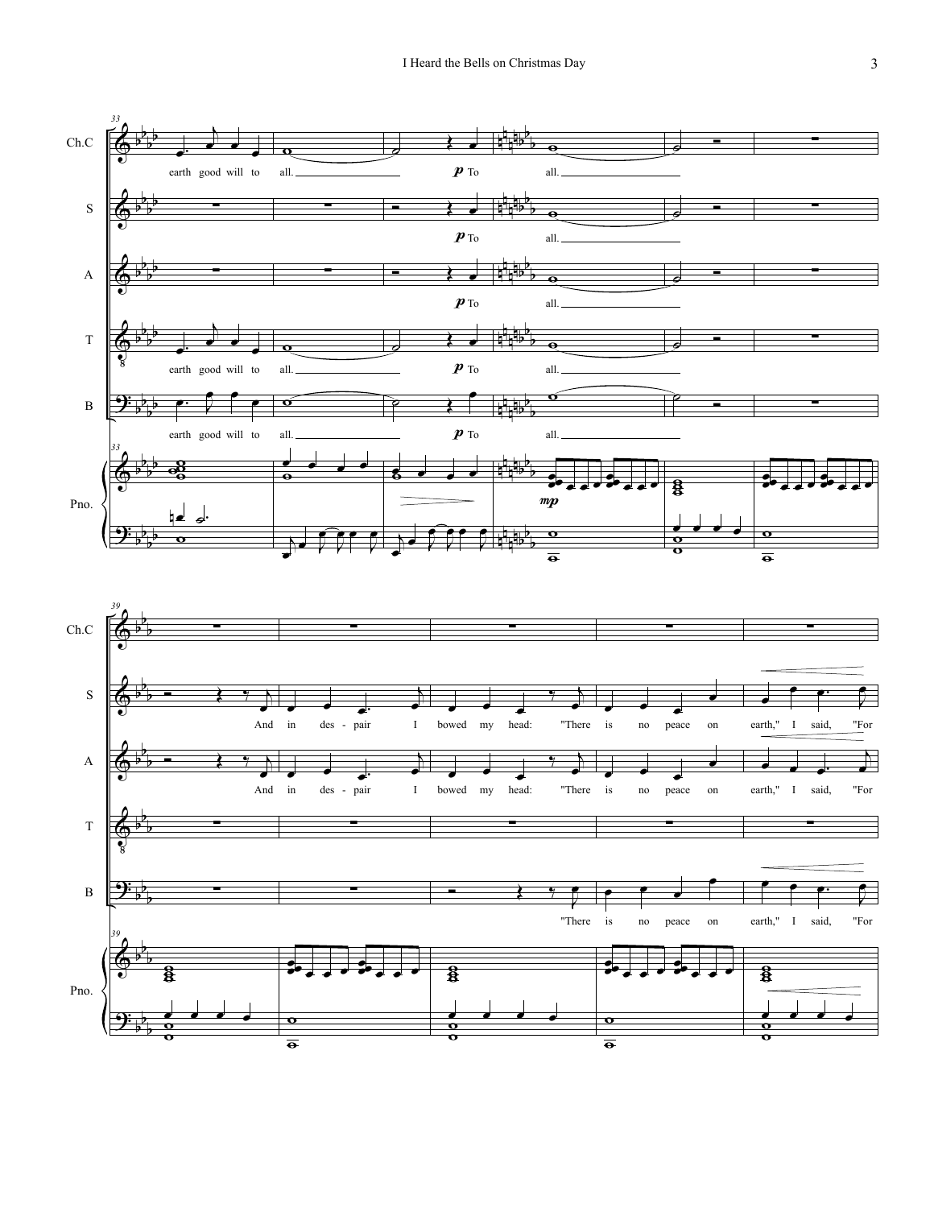Ch.C: earth good will to all. *p* To all.

S: *p* To all.

A: *p* To all.

T: earth good will to all. *p* To all.

B: earth good will to all. *p* To all.

Pno. *mp*

S: And in des - pair I bowed my head: "There is no peace on earth," I said, "For

A: And in des - pair I bowed my head: "There is no peace on earth," I said, "For

B: "There is no peace on earth," I said, "For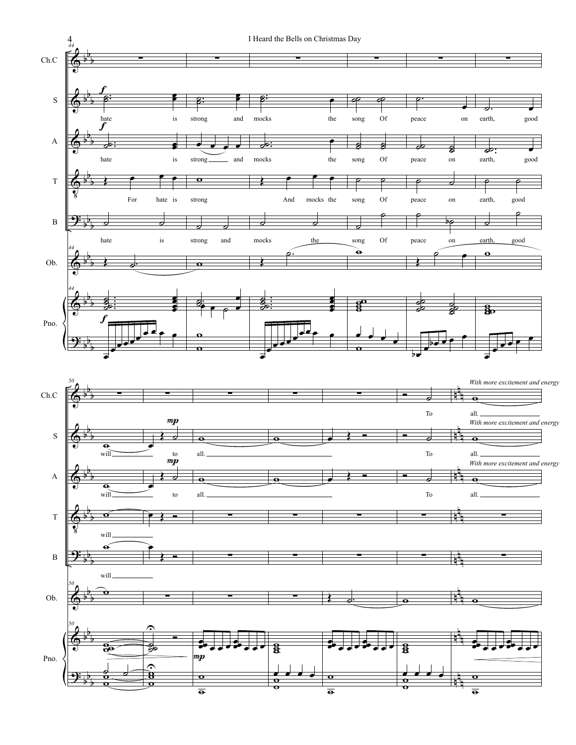Ch.C

S

hate is strong and mocks the song Of peace on earth, good

A

hate is strong and mocks the song Of peace on earth, good

T

For hate is strong And mocks the song Of peace on earth, good

B

hate is strong and mocks the song Of peace on earth, good

Ob.

Pno.

Ch.C

To all.

*With more excitement and energy*

S

will to all. To all.

*With more excitement and energy*

A

will to all. To all.

*With more excitement and energy*

T

will

B

will

Ob.

Pno.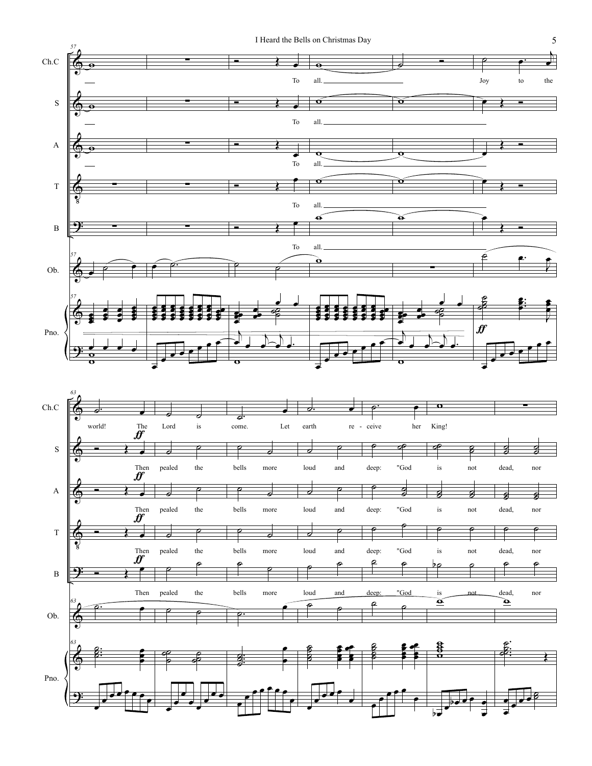Ch.C: To all. Joy to the world! The Lord is come. Let earth re - ceive her King!

S: To all. Then pealed the bells more loud and deep: "God is not dead, nor

A: To all. Then pealed the bells more loud and deep: "God is not dead, nor

T: To all. Then pealed the bells more loud and deep: "God is not dead, nor

B: To all. Then pealed the bells more loud and deep: "God is not dead, nor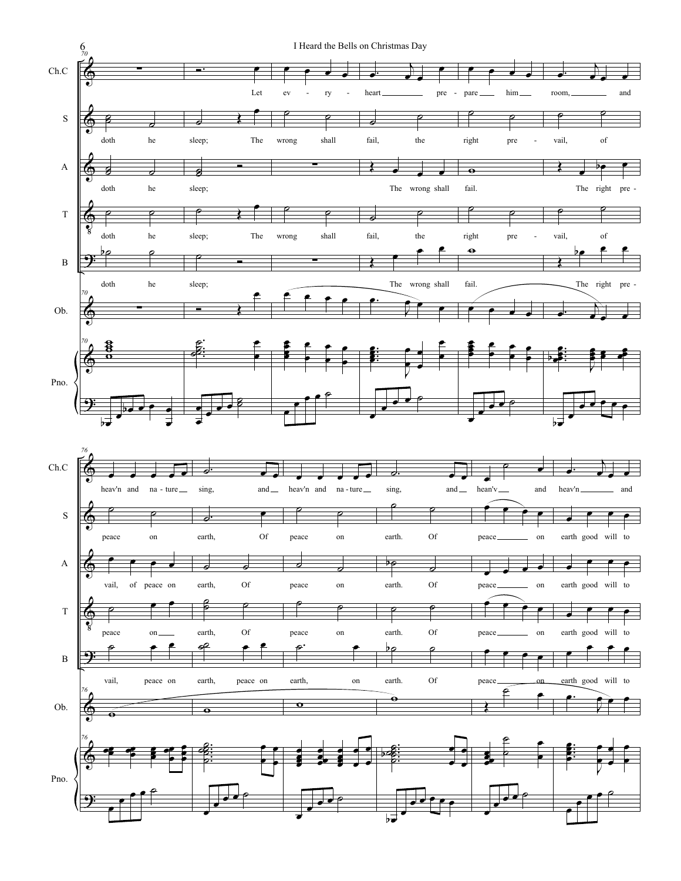Ch.C: Let ev - ry - heart pre - pare him room, and heav'n and na - ture sing, and heav'n and na - ture sing, and hean'v and heav'n and

S: doth he sleep; The wrong shall fail, the right pre - vail, of peace on earth, Of peace on earth. Of peace on earth good will to

A: doth he sleep; The wrong shall fail. The right pre - vail, of peace on earth, Of peace on earth. Of peace on earth good will to

T: doth he sleep; The wrong shall fail, the right pre - vail, of peace on earth, Of peace on earth. Of peace on earth good will to

B: doth he sleep; The wrong shall fail. The right pre - vail, peace on earth, peace on earth, on earth. Of peace on earth good will to

Ob.

Pno.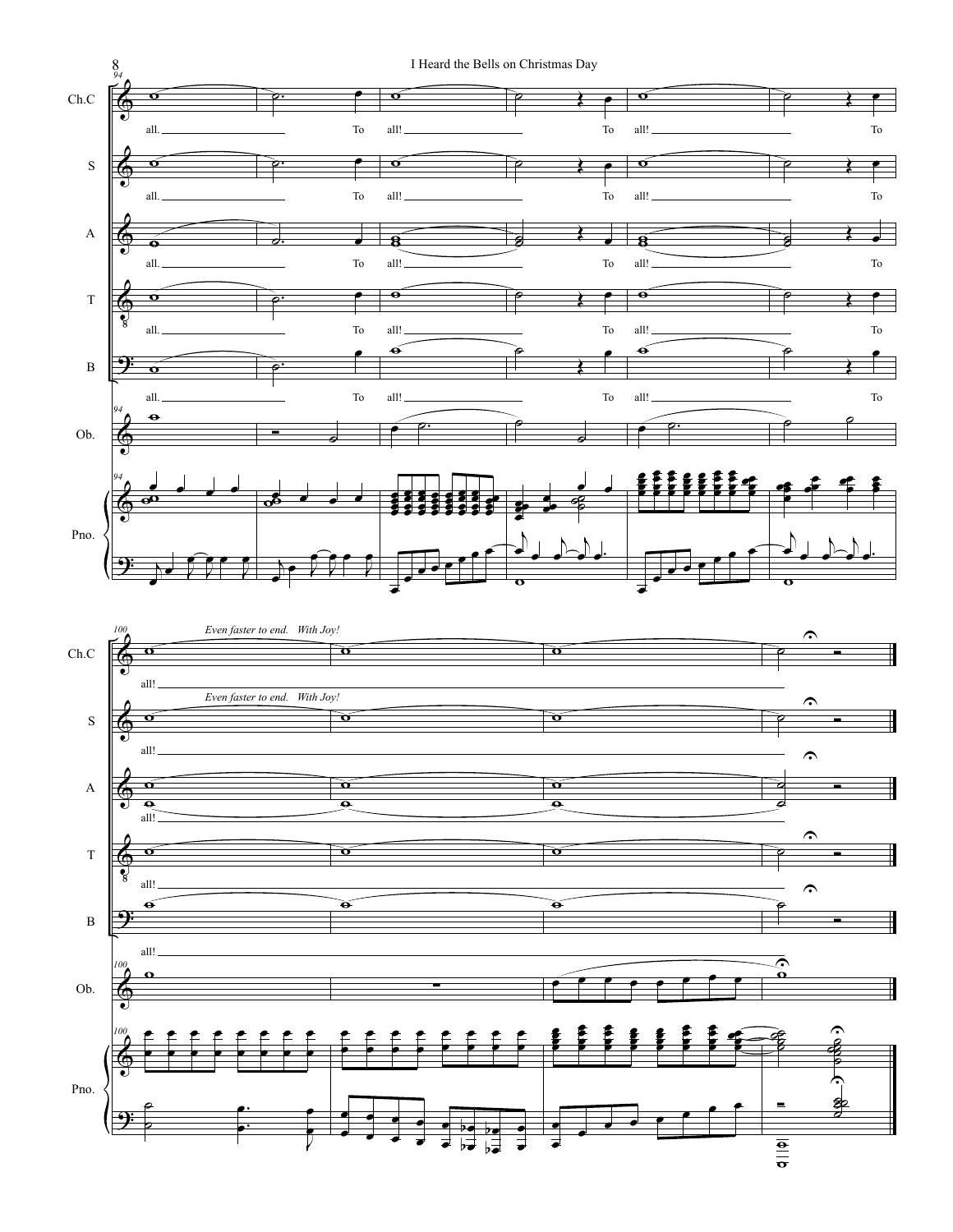Ch.C

all. To all! To all! To

S

all. To all! To all! To

A

all. To all! To all! To

T

all. To all! To all! To

B

all. To all! To all! To

Ob.

Pno.

*Even faster to end. With Joy!*

Ch.C

all!

*Even faster to end. With Joy!*

S

all!

A

all!

T

all!

B

all!

Ob.

Pno.